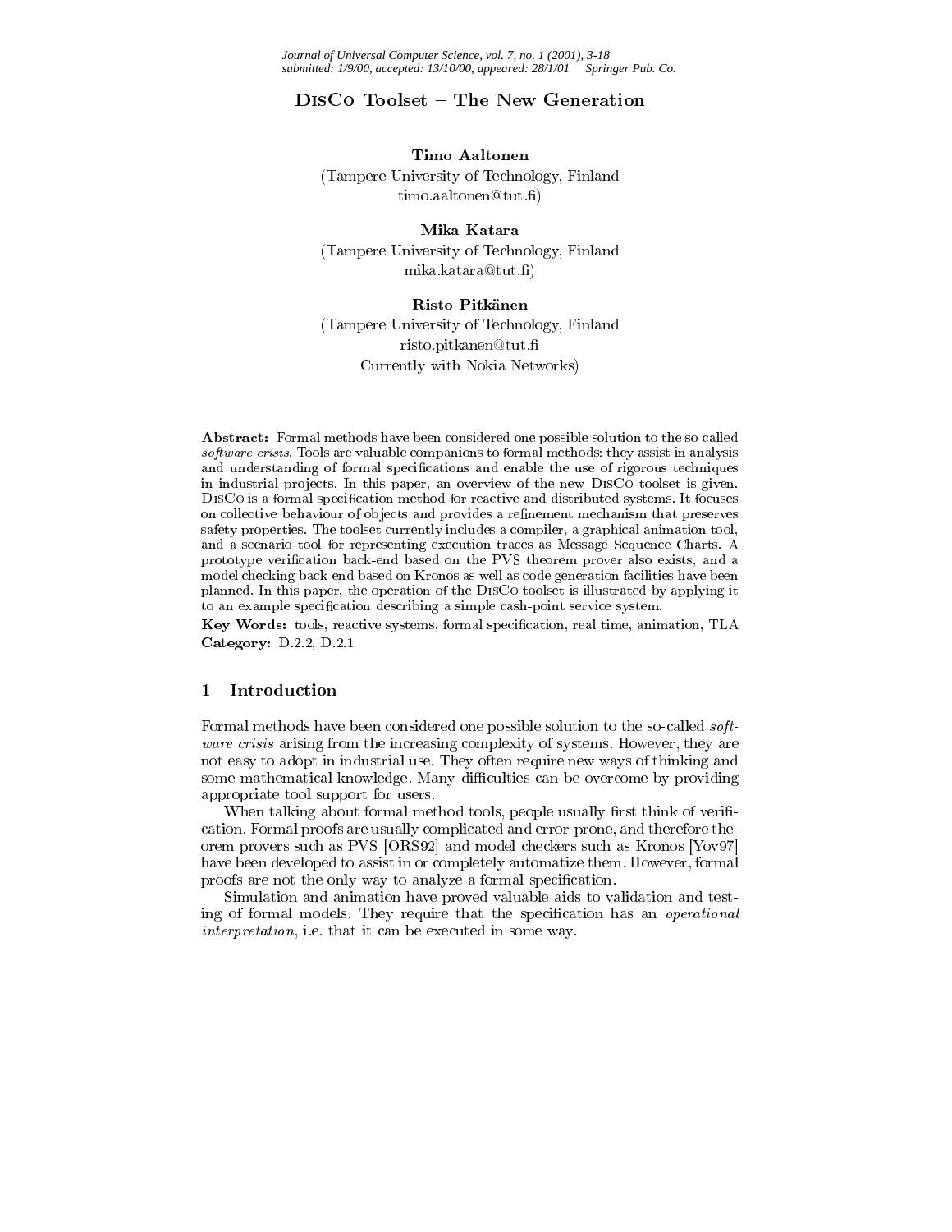# DisCo Toolset – The New Generation

**Timo Aaltonen**
(Tampere University of Technology, Finland
timo.aaltonen@tut.fi)

**Mika Katara**
(Tampere University of Technology, Finland
mika.katara@tut.fi)

**Risto Pitkänen**
(Tampere University of Technology, Finland
risto.pitkanen@tut.fi
Currently with Nokia Networks)

**Abstract:** Formal methods have been considered one possible solution to the so-called *software crisis*. Tools are valuable companions to formal methods: they assist in analysis and understanding of formal specifications and enable the use of rigorous techniques in industrial projects. In this paper, an overview of the new DisCo toolset is given. DisCo is a formal specification method for reactive and distributed systems. It focuses on collective behaviour of objects and provides a refinement mechanism that preserves safety properties. The toolset currently includes a compiler, a graphical animation tool, and a scenario tool for representing execution traces as Message Sequence Charts. A prototype verification back-end based on the PVS theorem prover also exists, and a model checking back-end based on Kronos as well as code generation facilities have been planned. In this paper, the operation of the DisCo toolset is illustrated by applying it to an example specification describing a simple cash-point service system.

**Key Words:** tools, reactive systems, formal specification, real time, animation, TLA
**Category:** D.2.2, D.2.1

## 1 Introduction

Formal methods have been considered one possible solution to the so-called *software crisis* arising from the increasing complexity of systems. However, they are not easy to adopt in industrial use. They often require new ways of thinking and some mathematical knowledge. Many difficulties can be overcome by providing appropriate tool support for users.

When talking about formal method tools, people usually first think of verification. Formal proofs are usually complicated and error-prone, and therefore theorem provers such as PVS [ORS92] and model checkers such as Kronos [Yov97] have been developed to assist in or completely automatize them. However, formal proofs are not the only way to analyze a formal specification.

Simulation and animation have proved valuable aids to validation and testing of formal models. They require that the specification has an *operational interpretation*, i.e. that it can be executed in some way.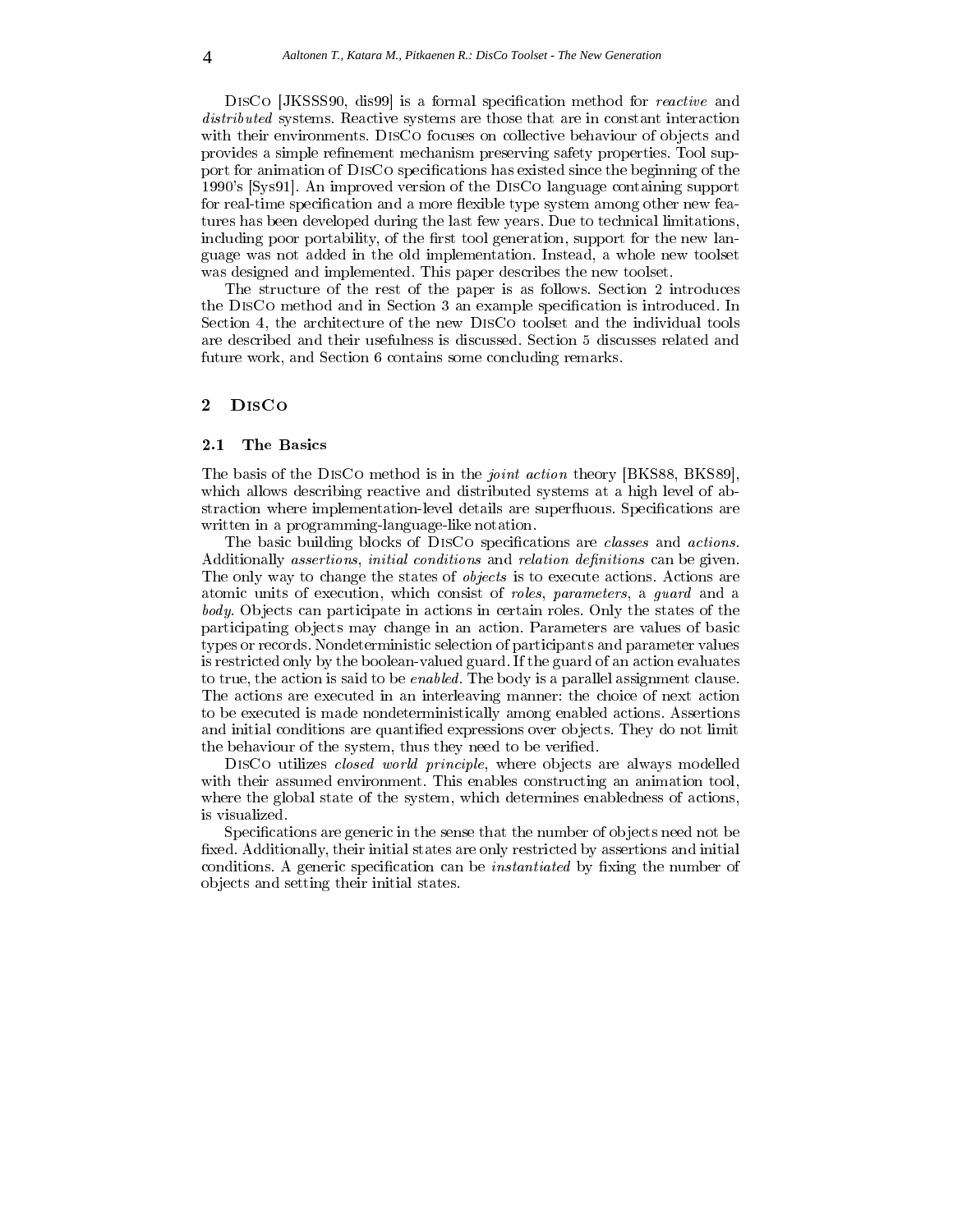DisCo [JKSSS90, dis99] is a formal specification method for *reactive* and *distributed* systems. Reactive systems are those that are in constant interaction with their environments. DisCo focuses on collective behaviour of objects and provides a simple refinement mechanism preserving safety properties. Tool support for animation of DisCo specifications has existed since the beginning of the 1990's [Sys91]. An improved version of the DisCo language containing support for real-time specification and a more flexible type system among other new features has been developed during the last few years. Due to technical limitations, including poor portability, of the first tool generation, support for the new language was not added in the old implementation. Instead, a whole new toolset was designed and implemented. This paper describes the new toolset.

The structure of the rest of the paper is as follows. Section 2 introduces the DisCo method and in Section 3 an example specification is introduced. In Section 4, the architecture of the new DisCo toolset and the individual tools are described and their usefulness is discussed. Section 5 discusses related and future work, and Section 6 contains some concluding remarks.

## 2 DisCo

### 2.1 The Basics

The basis of the DisCo method is in the *joint action* theory [BKS88, BKS89], which allows describing reactive and distributed systems at a high level of abstraction where implementation-level details are superfluous. Specifications are written in a programming-language-like notation.

The basic building blocks of DisCo specifications are *classes* and *actions*. Additionally *assertions*, *initial conditions* and *relation definitions* can be given. The only way to change the states of *objects* is to execute actions. Actions are atomic units of execution, which consist of *roles*, *parameters*, a *guard* and a *body*. Objects can participate in actions in certain roles. Only the states of the participating objects may change in an action. Parameters are values of basic types or records. Nondeterministic selection of participants and parameter values is restricted only by the boolean-valued guard. If the guard of an action evaluates to true, the action is said to be *enabled*. The body is a parallel assignment clause. The actions are executed in an interleaving manner: the choice of next action to be executed is made nondeterministically among enabled actions. Assertions and initial conditions are quantified expressions over objects. They do not limit the behaviour of the system, thus they need to be verified.

DisCo utilizes *closed world principle*, where objects are always modelled with their assumed environment. This enables constructing an animation tool, where the global state of the system, which determines enabledness of actions, is visualized.

Specifications are generic in the sense that the number of objects need not be fixed. Additionally, their initial states are only restricted by assertions and initial conditions. A generic specification can be *instantiated* by fixing the number of objects and setting their initial states.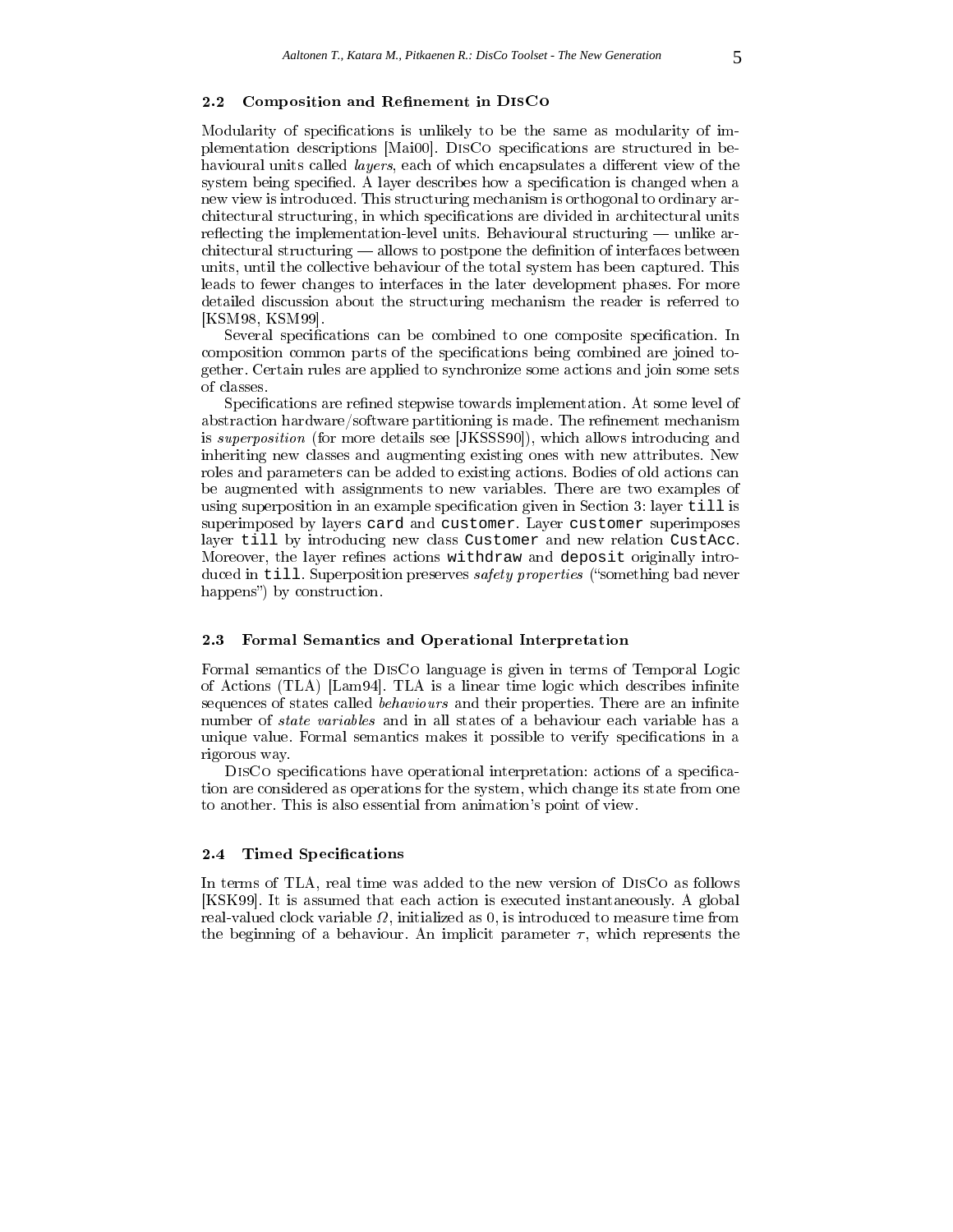### 2.2 Composition and Refinement in DisCo

Modularity of specifications is unlikely to be the same as modularity of implementation descriptions [Mai00]. DisCo specifications are structured in behavioural units called *layers*, each of which encapsulates a different view of the system being specified. A layer describes how a specification is changed when a new view is introduced. This structuring mechanism is orthogonal to ordinary architectural structuring, in which specifications are divided in architectural units reflecting the implementation-level units. Behavioural structuring — unlike architectural structuring — allows to postpone the definition of interfaces between units, until the collective behaviour of the total system has been captured. This leads to fewer changes to interfaces in the later development phases. For more detailed discussion about the structuring mechanism the reader is referred to [KSM98, KSM99].

Several specifications can be combined to one composite specification. In composition common parts of the specifications being combined are joined together. Certain rules are applied to synchronize some actions and join some sets of classes.

Specifications are refined stepwise towards implementation. At some level of abstraction hardware/software partitioning is made. The refinement mechanism is *superposition* (for more details see [JKSSS90]), which allows introducing and inheriting new classes and augmenting existing ones with new attributes. New roles and parameters can be added to existing actions. Bodies of old actions can be augmented with assignments to new variables. There are two examples of using superposition in an example specification given in Section 3: layer `till` is superimposed by layers `card` and `customer`. Layer `customer` superimposes layer `till` by introducing new class `Customer` and new relation `CustAcc`. Moreover, the layer refines actions `withdraw` and `deposit` originally introduced in `till`. Superposition preserves *safety properties* ("something bad never happens") by construction.

### 2.3 Formal Semantics and Operational Interpretation

Formal semantics of the DisCo language is given in terms of Temporal Logic of Actions (TLA) [Lam94]. TLA is a linear time logic which describes infinite sequences of states called *behaviours* and their properties. There are an infinite number of *state variables* and in all states of a behaviour each variable has a unique value. Formal semantics makes it possible to verify specifications in a rigorous way.

DisCo specifications have operational interpretation: actions of a specification are considered as operations for the system, which change its state from one to another. This is also essential from animation's point of view.

### 2.4 Timed Specifications

In terms of TLA, real time was added to the new version of DisCo as follows [KSK99]. It is assumed that each action is executed instantaneously. A global real-valued clock variable $\Omega$, initialized as 0, is introduced to measure time from the beginning of a behaviour. An implicit parameter $\tau$, which represents the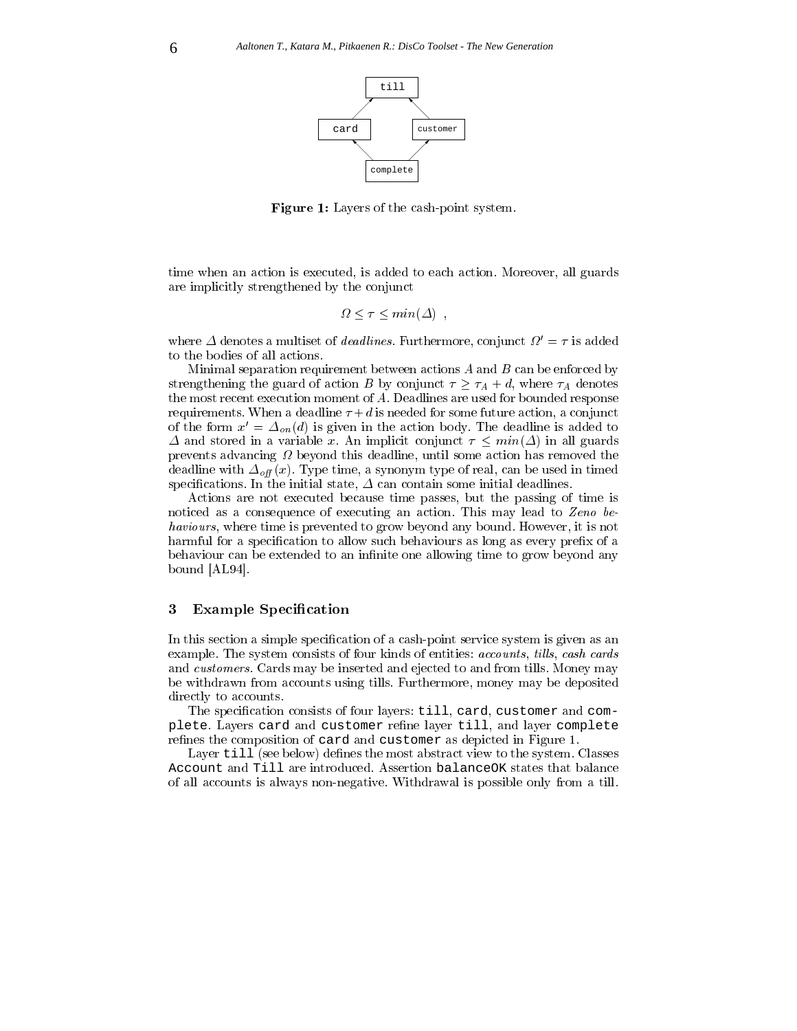Figure 1: Layers of the cash-point system.

time when an action is executed, is added to each action. Moreover, all guards are implicitly strengthened by the conjunct

$$\Omega \leq \tau \leq min(\Delta) \ ,$$

where $\Delta$ denotes a multiset of *deadlines*. Furthermore, conjunct $\Omega' = \tau$ is added to the bodies of all actions.

Minimal separation requirement between actions $A$ and $B$ can be enforced by strengthening the guard of action $B$ by conjunct $\tau \geq \tau_A + d$, where $\tau_A$ denotes the most recent execution moment of $A$. Deadlines are used for bounded response requirements. When a deadline $\tau + d$ is needed for some future action, a conjunct of the form $x' = \Delta_{on}(d)$ is given in the action body. The deadline is added to $\Delta$ and stored in a variable $x$. An implicit conjunct $\tau \leq min(\Delta)$ in all guards prevents advancing $\Omega$ beyond this deadline, until some action has removed the deadline with $\Delta_{off}(x)$. Type time, a synonym type of real, can be used in timed specifications. In the initial state, $\Delta$ can contain some initial deadlines.

Actions are not executed because time passes, but the passing of time is noticed as a consequence of executing an action. This may lead to *Zeno behaviours*, where time is prevented to grow beyond any bound. However, it is not harmful for a specification to allow such behaviours as long as every prefix of a behaviour can be extended to an infinite one allowing time to grow beyond any bound [AL94].

## 3 Example Specification

In this section a simple specification of a cash-point service system is given as an example. The system consists of four kinds of entities: *accounts*, *tills*, *cash cards* and *customers*. Cards may be inserted and ejected to and from tills. Money may be withdrawn from accounts using tills. Furthermore, money may be deposited directly to accounts.

The specification consists of four layers: `till`, `card`, `customer` and `complete`. Layers `card` and `customer` refine layer `till`, and layer `complete` refines the composition of `card` and `customer` as depicted in Figure 1.

Layer `till` (see below) defines the most abstract view to the system. Classes `Account` and `Till` are introduced. Assertion `balanceOK` states that balance of all accounts is always non-negative. Withdrawal is possible only from a till.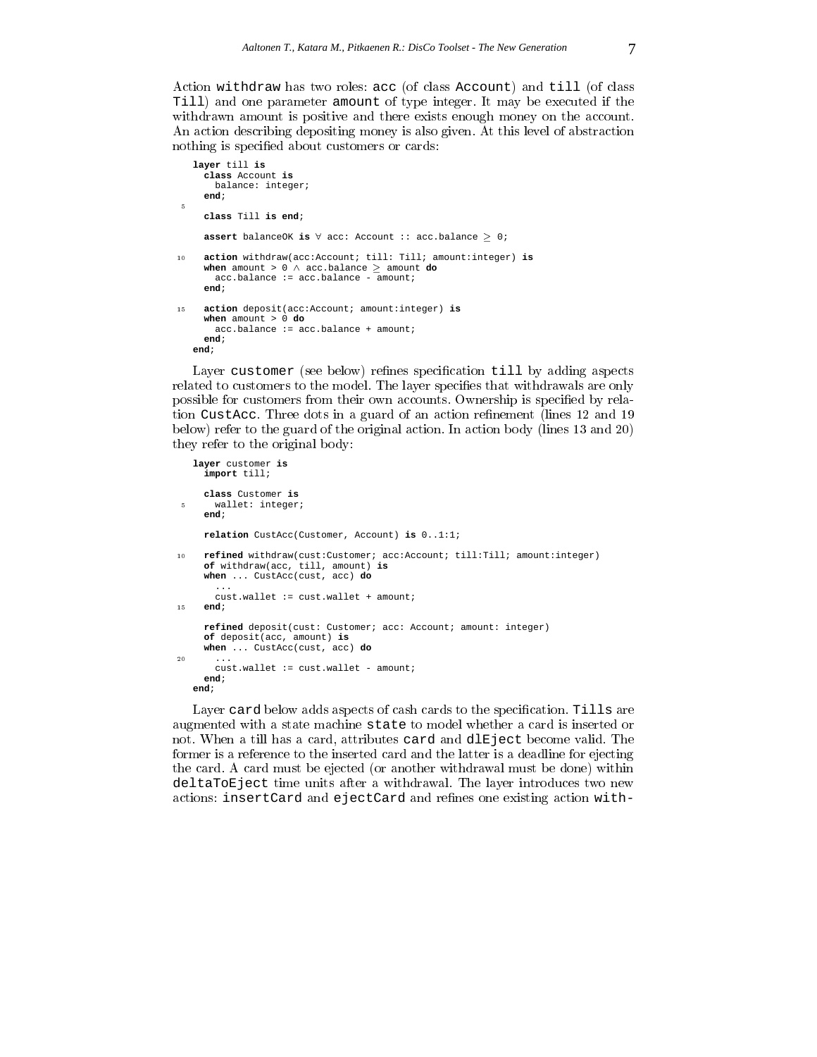Action `withdraw` has two roles: `acc` (of class `Account`) and `till` (of class `Till`) and one parameter `amount` of type integer. It may be executed if the withdrawn amount is positive and there exists enough money on the account. An action describing depositing money is also given. At this level of abstraction nothing is specified about customers or cards:

```
   layer till is
     class Account is
       balance: integer;
     end;
 5
     class Till is end;

     assert balanceOK is ∀ acc: Account :: acc.balance ≥ 0;

10   action withdraw(acc:Account; till: Till; amount:integer) is
     when amount > 0 ∧ acc.balance ≥ amount do
       acc.balance := acc.balance - amount;
     end;

15   action deposit(acc:Account; amount:integer) is
     when amount > 0 do
       acc.balance := acc.balance + amount;
     end;
   end;
```

Layer `customer` (see below) refines specification `till` by adding aspects related to customers to the model. The layer specifies that withdrawals are only possible for customers from their own accounts. Ownership is specified by relation `CustAcc`. Three dots in a guard of an action refinement (lines 12 and 19 below) refer to the guard of the original action. In action body (lines 13 and 20) they refer to the original body:

```
   layer customer is
     import till;

     class Customer is
 5     wallet: integer;
     end;

     relation CustAcc(Customer, Account) is 0..1:1;

10   refined withdraw(cust:Customer; acc:Account; till:Till; amount:integer)
     of withdraw(acc, till, amount) is
     when ... CustAcc(cust, acc) do
       ...
       cust.wallet := cust.wallet + amount;
15   end;

     refined deposit(cust: Customer; acc: Account; amount: integer)
     of deposit(acc, amount) is
     when ... CustAcc(cust, acc) do
20     ...
       cust.wallet := cust.wallet - amount;
     end;
   end;
```

Layer `card` below adds aspects of cash cards to the specification. `Tills` are augmented with a state machine `state` to model whether a card is inserted or not. When a till has a card, attributes `card` and `dlEject` become valid. The former is a reference to the inserted card and the latter is a deadline for ejecting the card. A card must be ejected (or another withdrawal must be done) within `deltaToEject` time units after a withdrawal. The layer introduces two new actions: `insertCard` and `ejectCard` and refines one existing action `with-`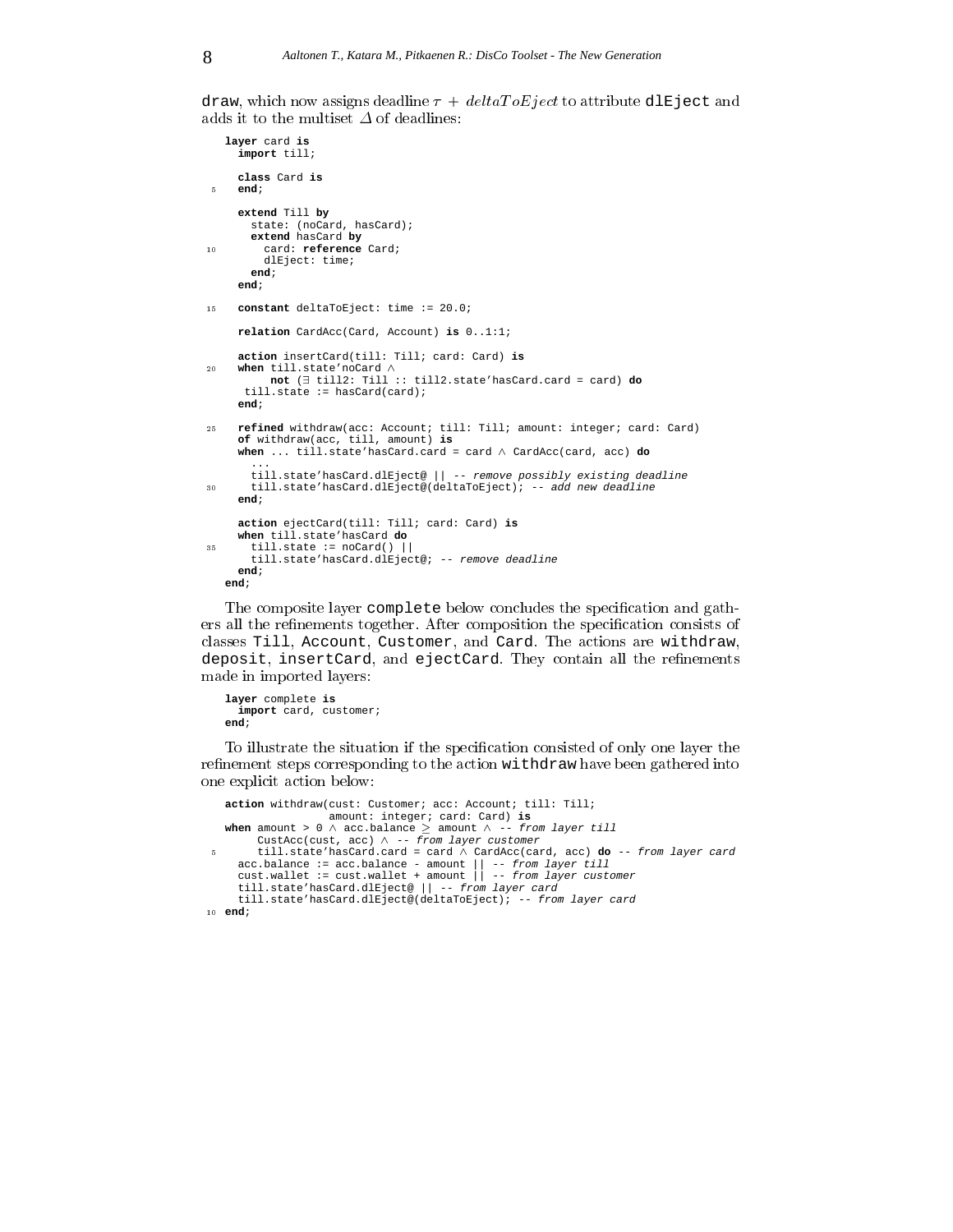draw, which now assigns deadline $\tau + deltaToEject$ to attribute dlEject and adds it to the multiset $\Delta$ of deadlines:

```
layer card is
  import till;

  class Card is
  end;

  extend Till by
    state: (noCard, hasCard);
    extend hasCard by
      card: reference Card;
      dlEject: time;
    end;
  end;

  constant deltaToEject: time := 20.0;

  relation CardAcc(Card, Account) is 0..1:1;

  action insertCard(till: Till; card: Card) is
  when till.state'noCard ∧
       not (∃ till2: Till :: till2.state'hasCard.card = card) do
   till.state := hasCard(card);
  end;

  refined withdraw(acc: Account; till: Till; amount: integer; card: Card)
  of withdraw(acc, till, amount) is
  when ... till.state'hasCard.card = card ∧ CardAcc(card, acc) do
    ...
    till.state'hasCard.dlEject@ || -- remove possibly existing deadline
    till.state'hasCard.dlEject@(deltaToEject); -- add new deadline
  end;

  action ejectCard(till: Till; card: Card) is
  when till.state'hasCard do
    till.state := noCard() ||
    till.state'hasCard.dlEject@; -- remove deadline
  end;
end;
```

The composite layer complete below concludes the specification and gathers all the refinements together. After composition the specification consists of classes Till, Account, Customer, and Card. The actions are withdraw, deposit, insertCard, and ejectCard. They contain all the refinements made in imported layers:

```
layer complete is
  import card, customer;
end;
```

To illustrate the situation if the specification consisted of only one layer the refinement steps corresponding to the action withdraw have been gathered into one explicit action below:

```
action withdraw(cust: Customer; acc: Account; till: Till;
                amount: integer; card: Card) is
when amount > 0 ∧ acc.balance ≥ amount ∧ -- from layer till
     CustAcc(cust, acc) ∧ -- from layer customer
     till.state'hasCard.card = card ∧ CardAcc(card, acc) do -- from layer card
  acc.balance := acc.balance - amount || -- from layer till
  cust.wallet := cust.wallet + amount || -- from layer customer
  till.state'hasCard.dlEject@ || -- from layer card
  till.state'hasCard.dlEject@(deltaToEject); -- from layer card
end;
```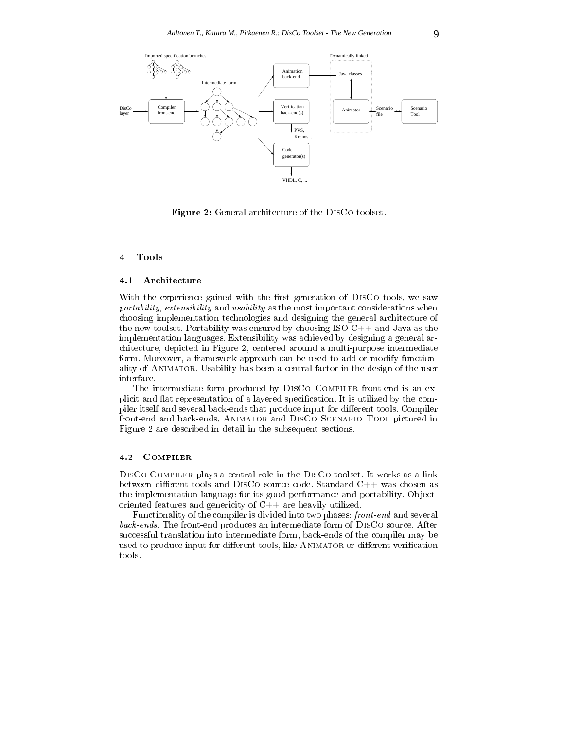Figure 2: General architecture of the DisCo toolset.

## 4 Tools

### 4.1 Architecture

With the experience gained with the first generation of DisCo tools, we saw *portability*, *extensibility* and *usability* as the most important considerations when choosing implementation technologies and designing the general architecture of the new toolset. Portability was ensured by choosing ISO C++ and Java as the implementation languages. Extensibility was achieved by designing a general architecture, depicted in Figure 2, centered around a multi-purpose intermediate form. Moreover, a framework approach can be used to add or modify functionality of Animator. Usability has been a central factor in the design of the user interface.

The intermediate form produced by DisCo Compiler front-end is an explicit and flat representation of a layered specification. It is utilized by the compiler itself and several back-ends that produce input for different tools. Compiler front-end and back-ends, Animator and DisCo Scenario Tool pictured in Figure 2 are described in detail in the subsequent sections.

### 4.2 Compiler

DisCo Compiler plays a central role in the DisCo toolset. It works as a link between different tools and DisCo source code. Standard C++ was chosen as the implementation language for its good performance and portability. Object-oriented features and genericity of C++ are heavily utilized.

Functionality of the compiler is divided into two phases: *front-end* and several *back-ends*. The front-end produces an intermediate form of DisCo source. After successful translation into intermediate form, back-ends of the compiler may be used to produce input for different tools, like Animator or different verification tools.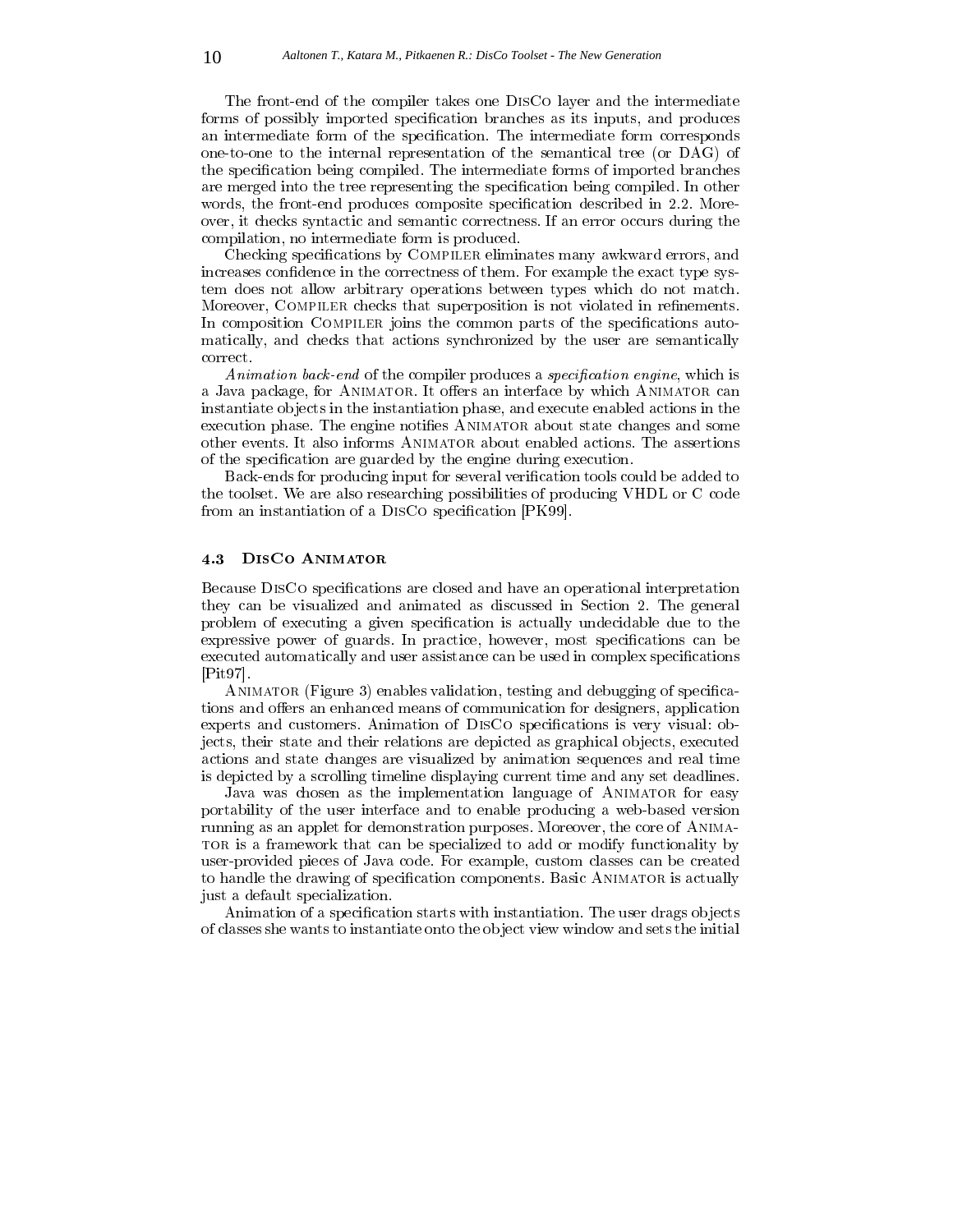The front-end of the compiler takes one DisCo layer and the intermediate forms of possibly imported specification branches as its inputs, and produces an intermediate form of the specification. The intermediate form corresponds one-to-one to the internal representation of the semantical tree (or DAG) of the specification being compiled. The intermediate forms of imported branches are merged into the tree representing the specification being compiled. In other words, the front-end produces composite specification described in 2.2. Moreover, it checks syntactic and semantic correctness. If an error occurs during the compilation, no intermediate form is produced.

Checking specifications by Compiler eliminates many awkward errors, and increases confidence in the correctness of them. For example the exact type system does not allow arbitrary operations between types which do not match. Moreover, Compiler checks that superposition is not violated in refinements. In composition Compiler joins the common parts of the specifications automatically, and checks that actions synchronized by the user are semantically correct.

*Animation back-end* of the compiler produces a *specification engine*, which is a Java package, for Animator. It offers an interface by which Animator can instantiate objects in the instantiation phase, and execute enabled actions in the execution phase. The engine notifies Animator about state changes and some other events. It also informs Animator about enabled actions. The assertions of the specification are guarded by the engine during execution.

Back-ends for producing input for several verification tools could be added to the toolset. We are also researching possibilities of producing VHDL or C code from an instantiation of a DisCo specification [PK99].

### 4.3 DisCo Animator

Because DisCo specifications are closed and have an operational interpretation they can be visualized and animated as discussed in Section 2. The general problem of executing a given specification is actually undecidable due to the expressive power of guards. In practice, however, most specifications can be executed automatically and user assistance can be used in complex specifications [Pit97].

Animator (Figure 3) enables validation, testing and debugging of specifications and offers an enhanced means of communication for designers, application experts and customers. Animation of DisCo specifications is very visual: objects, their state and their relations are depicted as graphical objects, executed actions and state changes are visualized by animation sequences and real time is depicted by a scrolling timeline displaying current time and any set deadlines.

Java was chosen as the implementation language of Animator for easy portability of the user interface and to enable producing a web-based version running as an applet for demonstration purposes. Moreover, the core of Animator is a framework that can be specialized to add or modify functionality by user-provided pieces of Java code. For example, custom classes can be created to handle the drawing of specification components. Basic Animator is actually just a default specialization.

Animation of a specification starts with instantiation. The user drags objects of classes she wants to instantiate onto the object view window and sets the initial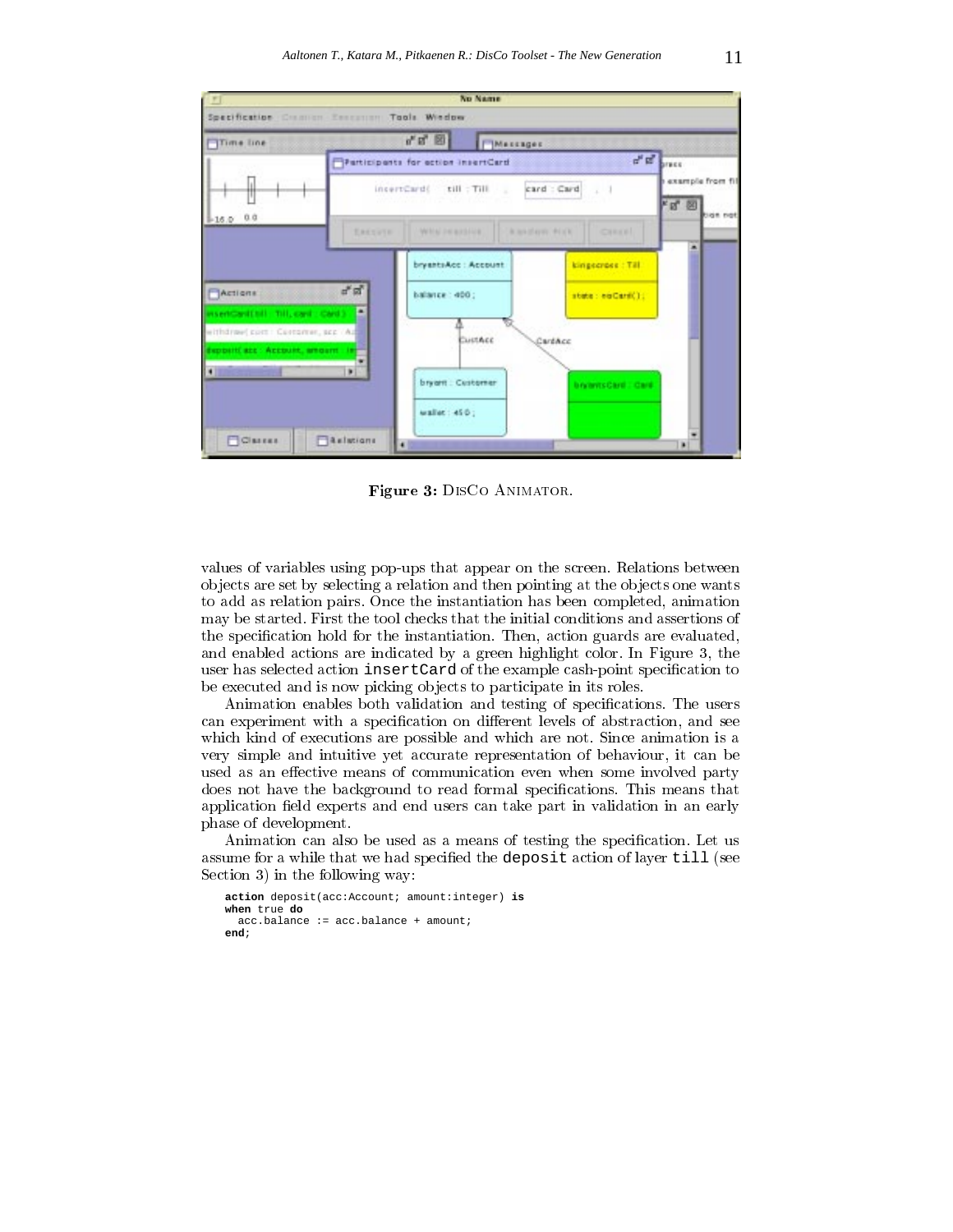**Figure 3:** DisCo Animator.

values of variables using pop-ups that appear on the screen. Relations between objects are set by selecting a relation and then pointing at the objects one wants to add as relation pairs. Once the instantiation has been completed, animation may be started. First the tool checks that the initial conditions and assertions of the specification hold for the instantiation. Then, action guards are evaluated, and enabled actions are indicated by a green highlight color. In Figure 3, the user has selected action `insertCard` of the example cash-point specification to be executed and is now picking objects to participate in its roles.

Animation enables both validation and testing of specifications. The users can experiment with a specification on different levels of abstraction, and see which kind of executions are possible and which are not. Since animation is a very simple and intuitive yet accurate representation of behaviour, it can be used as an effective means of communication even when some involved party does not have the background to read formal specifications. This means that application field experts and end users can take part in validation in an early phase of development.

Animation can also be used as a means of testing the specification. Let us assume for a while that we had specified the `deposit` action of layer `till` (see Section 3) in the following way:

```
action deposit(acc:Account; amount:integer) is
when true do
  acc.balance := acc.balance + amount;
end;
```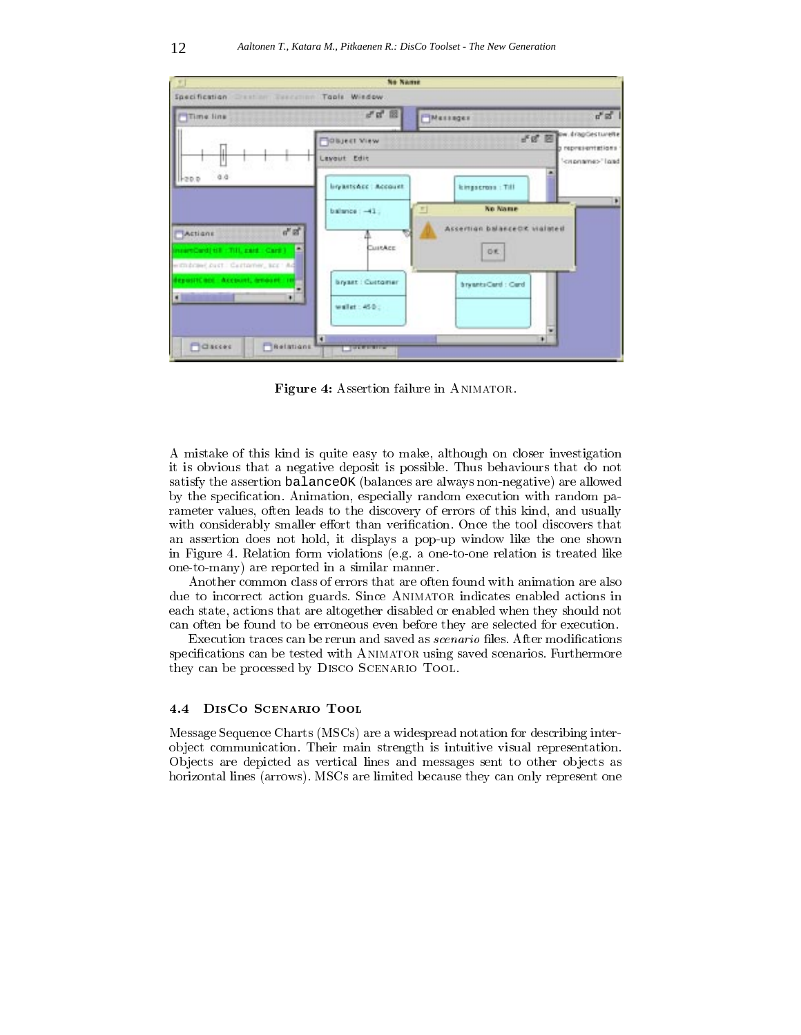**Figure 4:** Assertion failure in ANIMATOR.

A mistake of this kind is quite easy to make, although on closer investigation it is obvious that a negative deposit is possible. Thus behaviours that do not satisfy the assertion `balanceOK` (balances are always non-negative) are allowed by the specification. Animation, especially random execution with random parameter values, often leads to the discovery of errors of this kind, and usually with considerably smaller effort than verification. Once the tool discovers that an assertion does not hold, it displays a pop-up window like the one shown in Figure 4. Relation form violations (e.g. a one-to-one relation is treated like one-to-many) are reported in a similar manner.

Another common class of errors that are often found with animation are also due to incorrect action guards. Since ANIMATOR indicates enabled actions in each state, actions that are altogether disabled or enabled when they should not can often be found to be erroneous even before they are selected for execution.

Execution traces can be rerun and saved as *scenario* files. After modifications specifications can be tested with ANIMATOR using saved scenarios. Furthermore they can be processed by DISCO SCENARIO TOOL.

### 4.4 DisCo Scenario Tool

Message Sequence Charts (MSCs) are a widespread notation for describing inter-object communication. Their main strength is intuitive visual representation. Objects are depicted as vertical lines and messages sent to other objects as horizontal lines (arrows). MSCs are limited because they can only represent one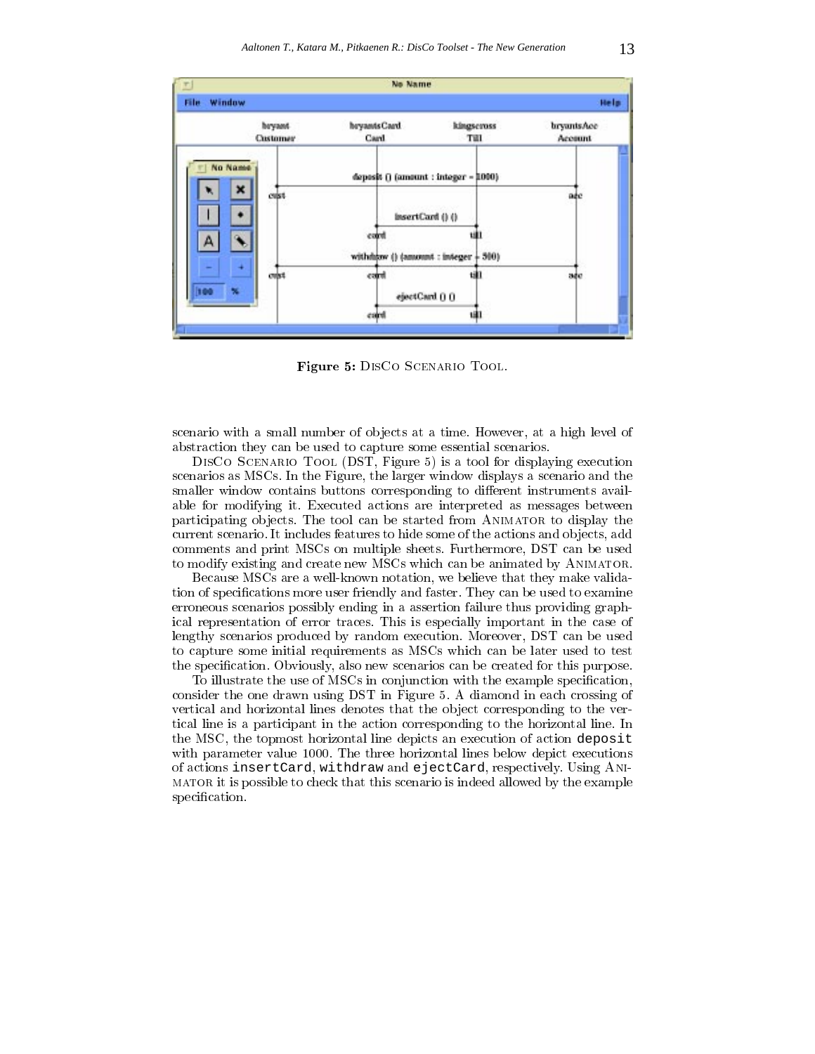Figure 5: DisCo Scenario Tool.

scenario with a small number of objects at a time. However, at a high level of abstraction they can be used to capture some essential scenarios.

DisCo Scenario Tool (DST, Figure 5) is a tool for displaying execution scenarios as MSCs. In the Figure, the larger window displays a scenario and the smaller window contains buttons corresponding to different instruments available for modifying it. Executed actions are interpreted as messages between participating objects. The tool can be started from Animator to display the current scenario. It includes features to hide some of the actions and objects, add comments and print MSCs on multiple sheets. Furthermore, DST can be used to modify existing and create new MSCs which can be animated by Animator.

Because MSCs are a well-known notation, we believe that they make validation of specifications more user friendly and faster. They can be used to examine erroneous scenarios possibly ending in a assertion failure thus providing graphical representation of error traces. This is especially important in the case of lengthy scenarios produced by random execution. Moreover, DST can be used to capture some initial requirements as MSCs which can be later used to test the specification. Obviously, also new scenarios can be created for this purpose.

To illustrate the use of MSCs in conjunction with the example specification, consider the one drawn using DST in Figure 5. A diamond in each crossing of vertical and horizontal lines denotes that the object corresponding to the vertical line is a participant in the action corresponding to the horizontal line. In the MSC, the topmost horizontal line depicts an execution of action `deposit` with parameter value 1000. The three horizontal lines below depict executions of actions `insertCard`, `withdraw` and `ejectCard`, respectively. Using Animator it is possible to check that this scenario is indeed allowed by the example specification.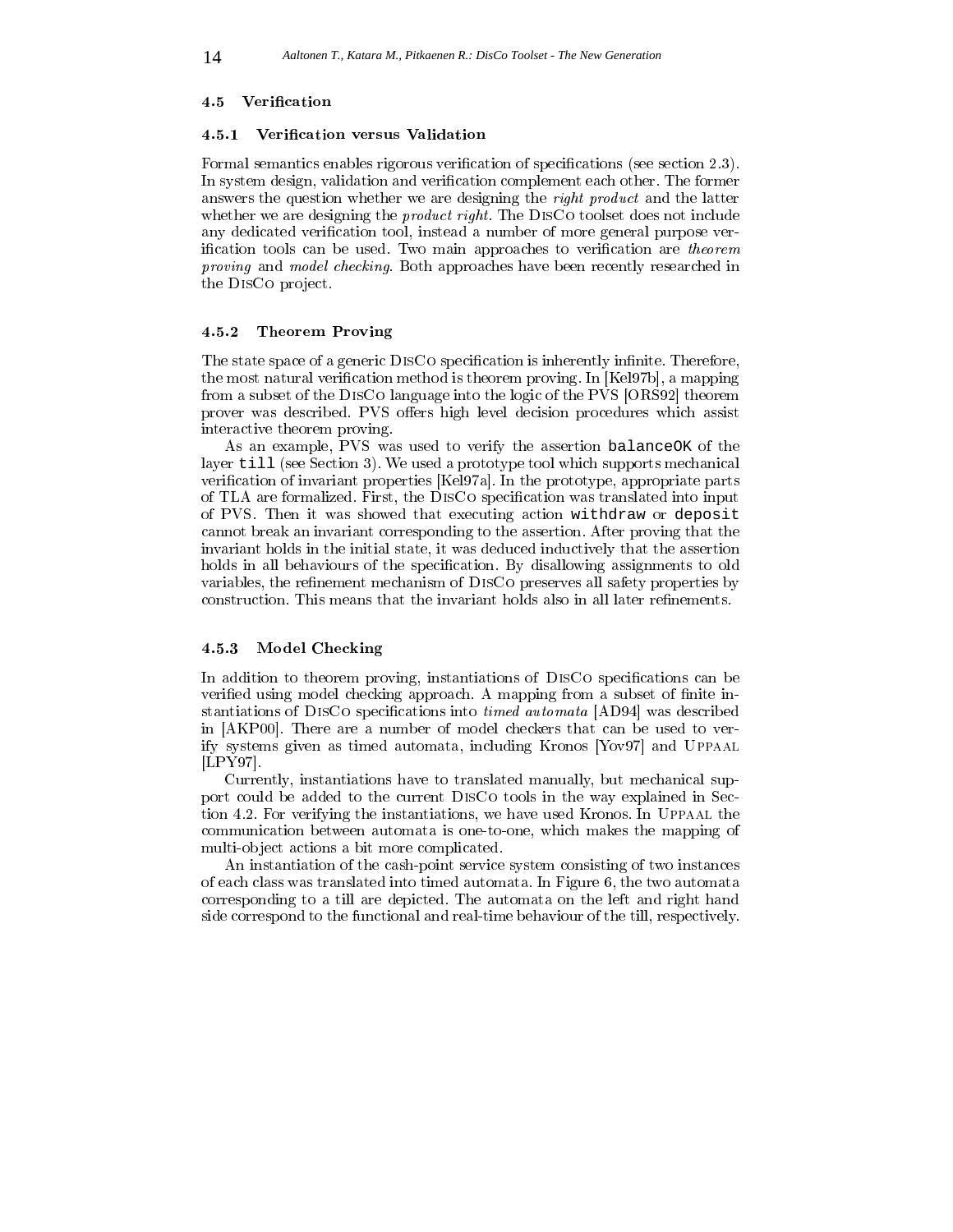### 4.5 Verification

#### 4.5.1 Verification versus Validation

Formal semantics enables rigorous verification of specifications (see section 2.3). In system design, validation and verification complement each other. The former answers the question whether we are designing the *right product* and the latter whether we are designing the *product right*. The DisCo toolset does not include any dedicated verification tool, instead a number of more general purpose verification tools can be used. Two main approaches to verification are *theorem proving* and *model checking*. Both approaches have been recently researched in the DisCo project.

#### 4.5.2 Theorem Proving

The state space of a generic DisCo specification is inherently infinite. Therefore, the most natural verification method is theorem proving. In [Kel97b], a mapping from a subset of the DisCo language into the logic of the PVS [ORS92] theorem prover was described. PVS offers high level decision procedures which assist interactive theorem proving.

As an example, PVS was used to verify the assertion `balanceOK` of the layer `till` (see Section 3). We used a prototype tool which supports mechanical verification of invariant properties [Kel97a]. In the prototype, appropriate parts of TLA are formalized. First, the DisCo specification was translated into input of PVS. Then it was showed that executing action `withdraw` or `deposit` cannot break an invariant corresponding to the assertion. After proving that the invariant holds in the initial state, it was deduced inductively that the assertion holds in all behaviours of the specification. By disallowing assignments to old variables, the refinement mechanism of DisCo preserves all safety properties by construction. This means that the invariant holds also in all later refinements.

#### 4.5.3 Model Checking

In addition to theorem proving, instantiations of DisCo specifications can be verified using model checking approach. A mapping from a subset of finite instantiations of DisCo specifications into *timed automata* [AD94] was described in [AKP00]. There are a number of model checkers that can be used to verify systems given as timed automata, including Kronos [Yov97] and Uppaal [LPY97].

Currently, instantiations have to translated manually, but mechanical support could be added to the current DisCo tools in the way explained in Section 4.2. For verifying the instantiations, we have used Kronos. In Uppaal the communication between automata is one-to-one, which makes the mapping of multi-object actions a bit more complicated.

An instantiation of the cash-point service system consisting of two instances of each class was translated into timed automata. In Figure 6, the two automata corresponding to a till are depicted. The automata on the left and right hand side correspond to the functional and real-time behaviour of the till, respectively.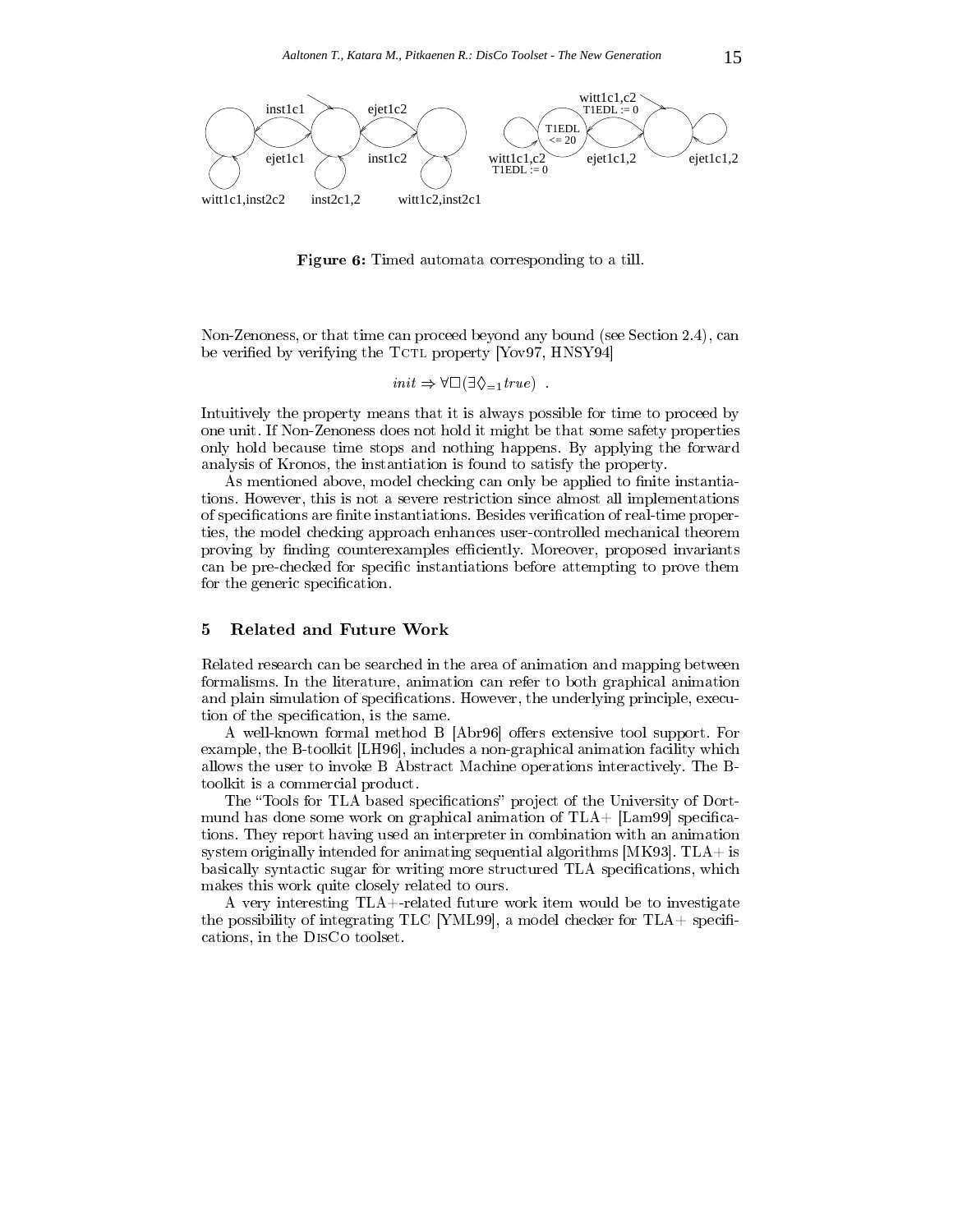**Figure 6:** Timed automata corresponding to a till.

Non-Zenoness, or that time can proceed beyond any bound (see Section 2.4), can be verified by verifying the TCTL property [Yov97, HNSY94]

$$init \Rightarrow \forall\Box(\exists\Diamond_{=1} true) \ .$$

Intuitively the property means that it is always possible for time to proceed by one unit. If Non-Zenoness does not hold it might be that some safety properties only hold because time stops and nothing happens. By applying the forward analysis of Kronos, the instantiation is found to satisfy the property.

As mentioned above, model checking can only be applied to finite instantiations. However, this is not a severe restriction since almost all implementations of specifications are finite instantiations. Besides verification of real-time properties, the model checking approach enhances user-controlled mechanical theorem proving by finding counterexamples efficiently. Moreover, proposed invariants can be pre-checked for specific instantiations before attempting to prove them for the generic specification.

## 5 Related and Future Work

Related research can be searched in the area of animation and mapping between formalisms. In the literature, animation can refer to both graphical animation and plain simulation of specifications. However, the underlying principle, execution of the specification, is the same.

A well-known formal method B [Abr96] offers extensive tool support. For example, the B-toolkit [LH96], includes a non-graphical animation facility which allows the user to invoke B Abstract Machine operations interactively. The B-toolkit is a commercial product.

The "Tools for TLA based specifications" project of the University of Dortmund has done some work on graphical animation of TLA+ [Lam99] specifications. They report having used an interpreter in combination with an animation system originally intended for animating sequential algorithms [MK93]. TLA+ is basically syntactic sugar for writing more structured TLA specifications, which makes this work quite closely related to ours.

A very interesting TLA+-related future work item would be to investigate the possibility of integrating TLC [YML99], a model checker for TLA+ specifications, in the DisCo toolset.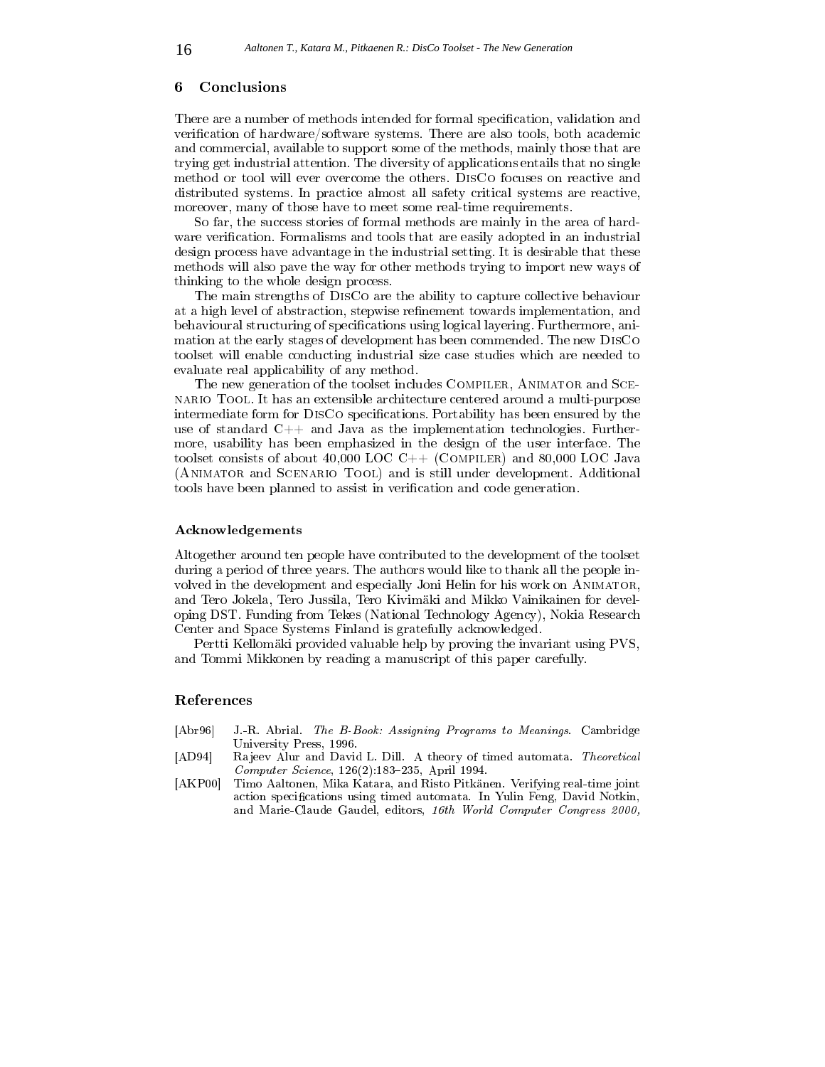## 6 Conclusions

There are a number of methods intended for formal specification, validation and verification of hardware/software systems. There are also tools, both academic and commercial, available to support some of the methods, mainly those that are trying get industrial attention. The diversity of applications entails that no single method or tool will ever overcome the others. DisCo focuses on reactive and distributed systems. In practice almost all safety critical systems are reactive, moreover, many of those have to meet some real-time requirements.

So far, the success stories of formal methods are mainly in the area of hardware verification. Formalisms and tools that are easily adopted in an industrial design process have advantage in the industrial setting. It is desirable that these methods will also pave the way for other methods trying to import new ways of thinking to the whole design process.

The main strengths of DisCo are the ability to capture collective behaviour at a high level of abstraction, stepwise refinement towards implementation, and behavioural structuring of specifications using logical layering. Furthermore, animation at the early stages of development has been commended. The new DisCo toolset will enable conducting industrial size case studies which are needed to evaluate real applicability of any method.

The new generation of the toolset includes Compiler, Animator and Scenario Tool. It has an extensible architecture centered around a multi-purpose intermediate form for DisCo specifications. Portability has been ensured by the use of standard C++ and Java as the implementation technologies. Furthermore, usability has been emphasized in the design of the user interface. The toolset consists of about 40,000 LOC C++ (Compiler) and 80,000 LOC Java (Animator and Scenario Tool) and is still under development. Additional tools have been planned to assist in verification and code generation.

### Acknowledgements

Altogether around ten people have contributed to the development of the toolset during a period of three years. The authors would like to thank all the people involved in the development and especially Joni Helin for his work on Animator, and Tero Jokela, Tero Jussila, Tero Kivimäki and Mikko Vainikainen for developing DST. Funding from Tekes (National Technology Agency), Nokia Research Center and Space Systems Finland is gratefully acknowledged.

Pertti Kellomäki provided valuable help by proving the invariant using PVS, and Tommi Mikkonen by reading a manuscript of this paper carefully.

## References

[Abr96] J.-R. Abrial. *The B-Book: Assigning Programs to Meanings*. Cambridge University Press, 1996.

[AD94] Rajeev Alur and David L. Dill. A theory of timed automata. *Theoretical Computer Science*, 126(2):183–235, April 1994.

[AKP00] Timo Aaltonen, Mika Katara, and Risto Pitkänen. Verifying real-time joint action specifications using timed automata. In Yulin Feng, David Notkin, and Marie-Claude Gaudel, editors, *16th World Computer Congress 2000,*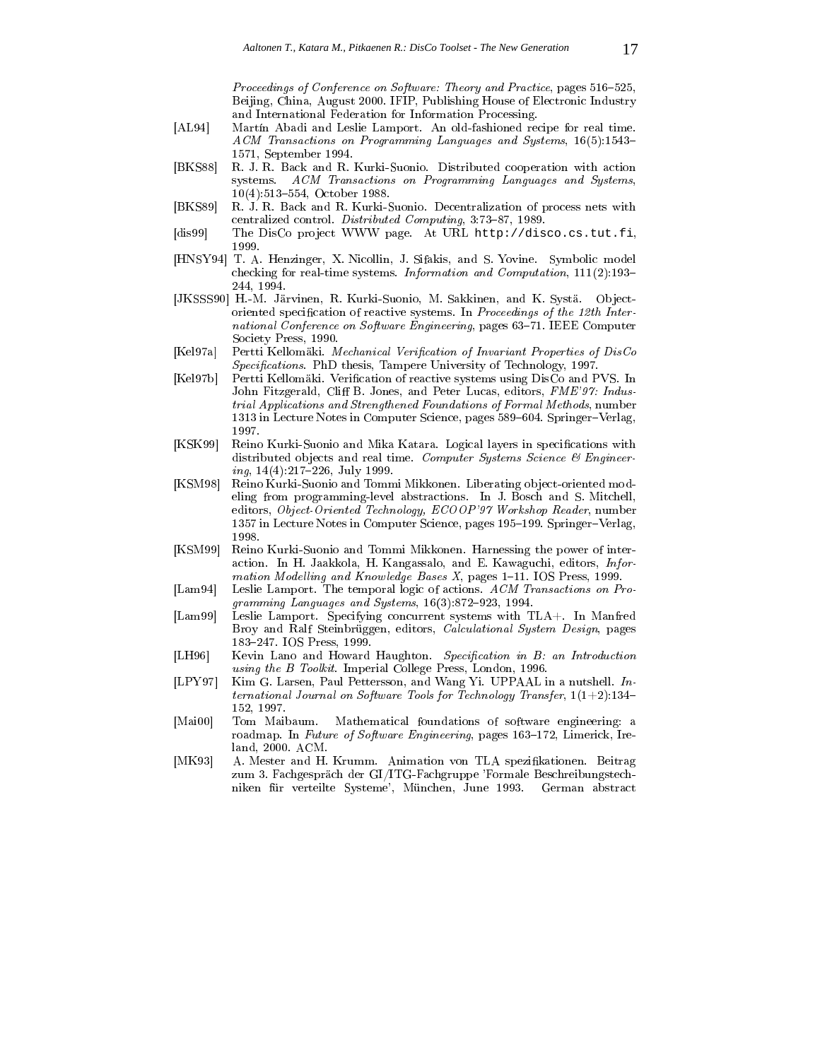*Proceedings of Conference on Software: Theory and Practice*, pages 516–525, Beijing, China, August 2000. IFIP, Publishing House of Electronic Industry and International Federation for Information Processing.

[AL94] Martín Abadi and Leslie Lamport. An old-fashioned recipe for real time. *ACM Transactions on Programming Languages and Systems*, 16(5):1543–1571, September 1994.

[BKS88] R. J. R. Back and R. Kurki-Suonio. Distributed cooperation with action systems. *ACM Transactions on Programming Languages and Systems*, 10(4):513–554, October 1988.

[BKS89] R. J. R. Back and R. Kurki-Suonio. Decentralization of process nets with centralized control. *Distributed Computing*, 3:73–87, 1989.

[dis99] The DisCo project WWW page. At URL `http://disco.cs.tut.fi`, 1999.

[HNSY94] T. A. Henzinger, X. Nicollin, J. Sifakis, and S. Yovine. Symbolic model checking for real-time systems. *Information and Computation*, 111(2):193–244, 1994.

[JKSSS90] H.-M. Järvinen, R. Kurki-Suonio, M. Sakkinen, and K. Systä. Object-oriented specification of reactive systems. In *Proceedings of the 12th International Conference on Software Engineering*, pages 63–71. IEEE Computer Society Press, 1990.

[Kel97a] Pertti Kellomäki. *Mechanical Verification of Invariant Properties of DisCo Specifications*. PhD thesis, Tampere University of Technology, 1997.

[Kel97b] Pertti Kellomäki. Verification of reactive systems using DisCo and PVS. In John Fitzgerald, Cliff B. Jones, and Peter Lucas, editors, *FME'97: Industrial Applications and Strengthened Foundations of Formal Methods*, number 1313 in Lecture Notes in Computer Science, pages 589–604. Springer–Verlag, 1997.

[KSK99] Reino Kurki-Suonio and Mika Katara. Logical layers in specifications with distributed objects and real time. *Computer Systems Science & Engineering*, 14(4):217–226, July 1999.

[KSM98] Reino Kurki-Suonio and Tommi Mikkonen. Liberating object-oriented modeling from programming-level abstractions. In J. Bosch and S. Mitchell, editors, *Object-Oriented Technology, ECOOP'97 Workshop Reader*, number 1357 in Lecture Notes in Computer Science, pages 195–199. Springer–Verlag, 1998.

[KSM99] Reino Kurki-Suonio and Tommi Mikkonen. Harnessing the power of interaction. In H. Jaakkola, H. Kangassalo, and E. Kawaguchi, editors, *Information Modelling and Knowledge Bases X*, pages 1–11. IOS Press, 1999.

[Lam94] Leslie Lamport. The temporal logic of actions. *ACM Transactions on Programming Languages and Systems*, 16(3):872–923, 1994.

[Lam99] Leslie Lamport. Specifying concurrent systems with TLA+. In Manfred Broy and Ralf Steinbrüggen, editors, *Calculational System Design*, pages 183–247. IOS Press, 1999.

[LH96] Kevin Lano and Howard Haughton. *Specification in B: an Introduction using the B Toolkit*. Imperial College Press, London, 1996.

[LPY97] Kim G. Larsen, Paul Pettersson, and Wang Yi. UPPAAL in a nutshell. *International Journal on Software Tools for Technology Transfer*, 1(1+2):134–152, 1997.

[Mai00] Tom Maibaum. Mathematical foundations of software engineering: a roadmap. In *Future of Software Engineering*, pages 163–172, Limerick, Ireland, 2000. ACM.

[MK93] A. Mester and H. Krumm. Animation von TLA spezifikationen. Beitrag zum 3. Fachgespräch der GI/ITG-Fachgruppe 'Formale Beschreibungstechniken für verteilte Systeme', München, June 1993. German abstract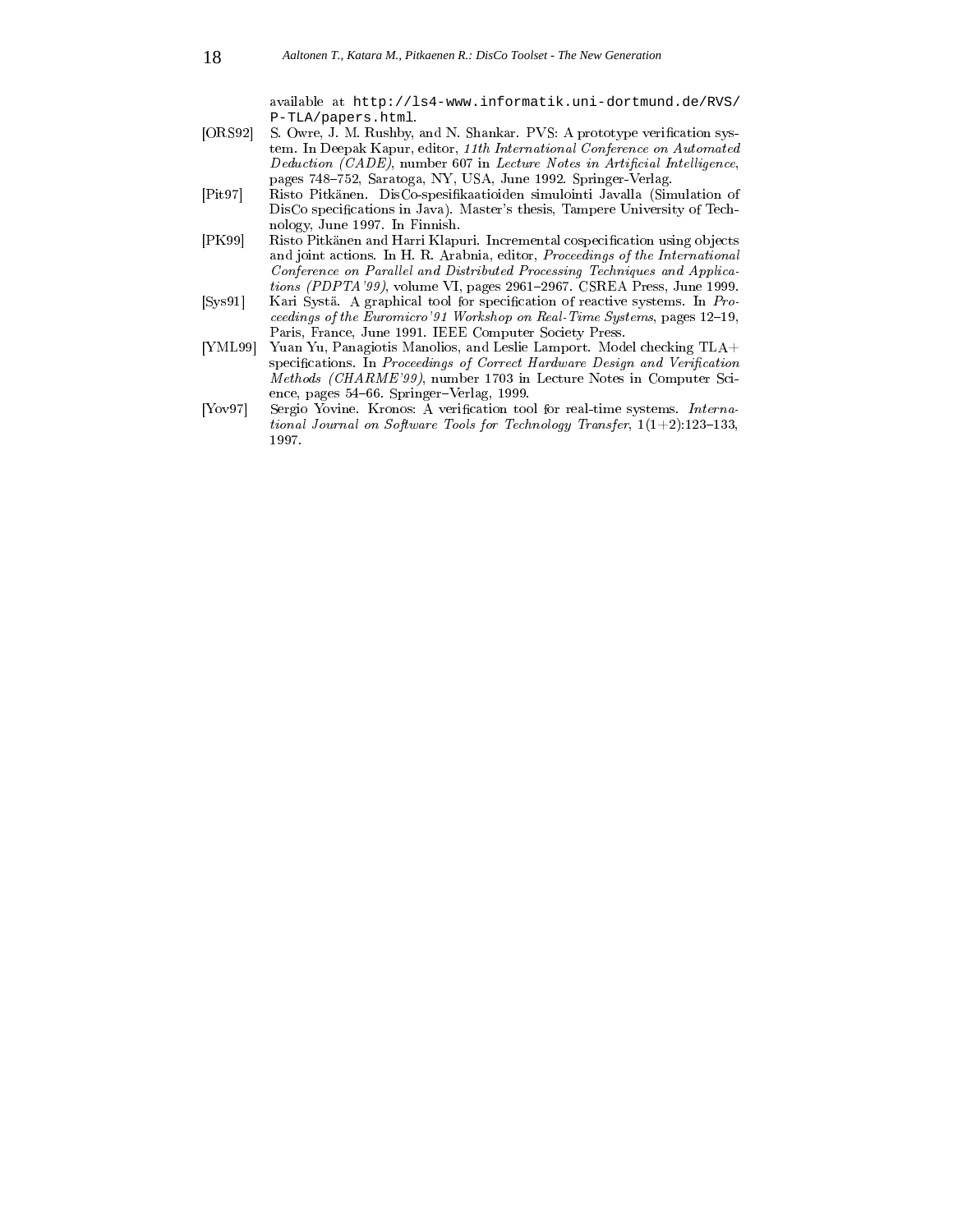available at http://ls4-www.informatik.uni-dortmund.de/RVS/P-TLA/papers.html.

[ORS92] S. Owre, J. M. Rushby, and N. Shankar. PVS: A prototype verification system. In Deepak Kapur, editor, *11th International Conference on Automated Deduction (CADE)*, number 607 in *Lecture Notes in Artificial Intelligence*, pages 748–752, Saratoga, NY, USA, June 1992. Springer-Verlag.

[Pit97] Risto Pitkänen. DisCo-spesifikaatioiden simulointi Javalla (Simulation of DisCo specifications in Java). Master's thesis, Tampere University of Technology, June 1997. In Finnish.

[PK99] Risto Pitkänen and Harri Klapuri. Incremental cospecification using objects and joint actions. In H. R. Arabnia, editor, *Proceedings of the International Conference on Parallel and Distributed Processing Techniques and Applications (PDPTA'99)*, volume VI, pages 2961–2967. CSREA Press, June 1999.

[Sys91] Kari Systä. A graphical tool for specification of reactive systems. In *Proceedings of the Euromicro'91 Workshop on Real-Time Systems*, pages 12–19, Paris, France, June 1991. IEEE Computer Society Press.

[YML99] Yuan Yu, Panagiotis Manolios, and Leslie Lamport. Model checking TLA+ specifications. In *Proceedings of Correct Hardware Design and Verification Methods (CHARME'99)*, number 1703 in Lecture Notes in Computer Science, pages 54–66. Springer–Verlag, 1999.

[Yov97] Sergio Yovine. Kronos: A verification tool for real-time systems. *International Journal on Software Tools for Technology Transfer*, 1(1+2):123–133, 1997.